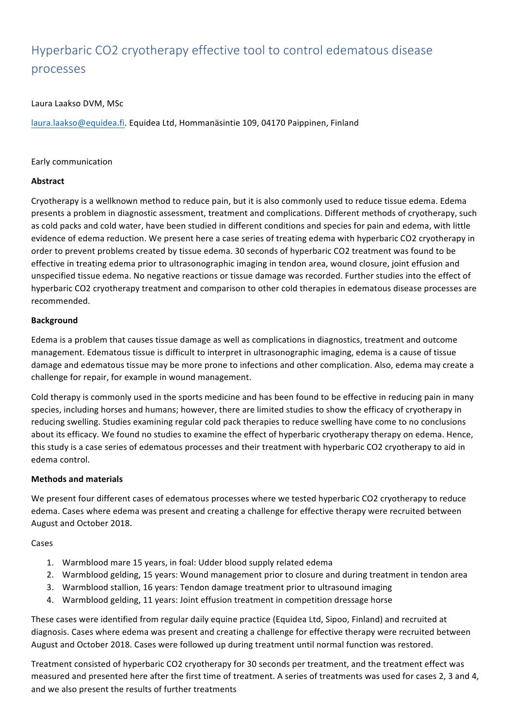# Hyperbaric $CO_2$ cryotherapy effective tool to control edematous disease processes

Laura Laakso DVM, MSc

laura.laakso@equidea.fi. Equidea Ltd, Hommanäsintie 109, 04170 Paippinen, Finland

Early communication

**Abstract**

Cryotherapy is a wellknown method to reduce pain, but it is also commonly used to reduce tissue edema. Edema presents a problem in diagnostic assessment, treatment and complications. Different methods of cryotherapy, such as cold packs and cold water, have been studied in different conditions and species for pain and edema, with little evidence of edema reduction. We present here a case series of treating edema with hyperbaric $CO_2$ cryotherapy in order to prevent problems created by tissue edema. 30 seconds of hyperbaric $CO_2$ treatment was found to be effective in treating edema prior to ultrasonographic imaging in tendon area, wound closure, joint effusion and unspecified tissue edema. No negative reactions or tissue damage was recorded. Further studies into the effect of hyperbaric $CO_2$ cryotherapy treatment and comparison to other cold therapies in edematous disease processes are recommended.

**Background**

Edema is a problem that causes tissue damage as well as complications in diagnostics, treatment and outcome management. Edematous tissue is difficult to interpret in ultrasonographic imaging, edema is a cause of tissue damage and edematous tissue may be more prone to infections and other complication. Also, edema may create a challenge for repair, for example in wound management.

Cold therapy is commonly used in the sports medicine and has been found to be effective in reducing pain in many species, including horses and humans; however, there are limited studies to show the efficacy of cryotherapy in reducing swelling. Studies examining regular cold pack therapies to reduce swelling have come to no conclusions about its efficacy. We found no studies to examine the effect of hyperbaric cryotherapy therapy on edema. Hence, this study is a case series of edematous processes and their treatment with hyperbaric $CO_2$ cryotherapy to aid in edema control.

**Methods and materials**

We present four different cases of edematous processes where we tested hyperbaric $CO_2$ cryotherapy to reduce edema. Cases where edema was present and creating a challenge for effective therapy were recruited between August and October 2018.

Cases

1. Warmblood mare 15 years, in foal: Udder blood supply related edema
2. Warmblood gelding, 15 years: Wound management prior to closure and during treatment in tendon area
3. Warmblood stallion, 16 years: Tendon damage treatment prior to ultrasound imaging
4. Warmblood gelding, 11 years: Joint effusion treatment in competition dressage horse

These cases were identified from regular daily equine practice (Equidea Ltd, Sipoo, Finland) and recruited at diagnosis. Cases where edema was present and creating a challenge for effective therapy were recruited between August and October 2018. Cases were followed up during treatment until normal function was restored.

Treatment consisted of hyperbaric $CO_2$ cryotherapy for 30 seconds per treatment, and the treatment effect was measured and presented here after the first time of treatment. A series of treatments was used for cases 2, 3 and 4, and we also present the results of further treatments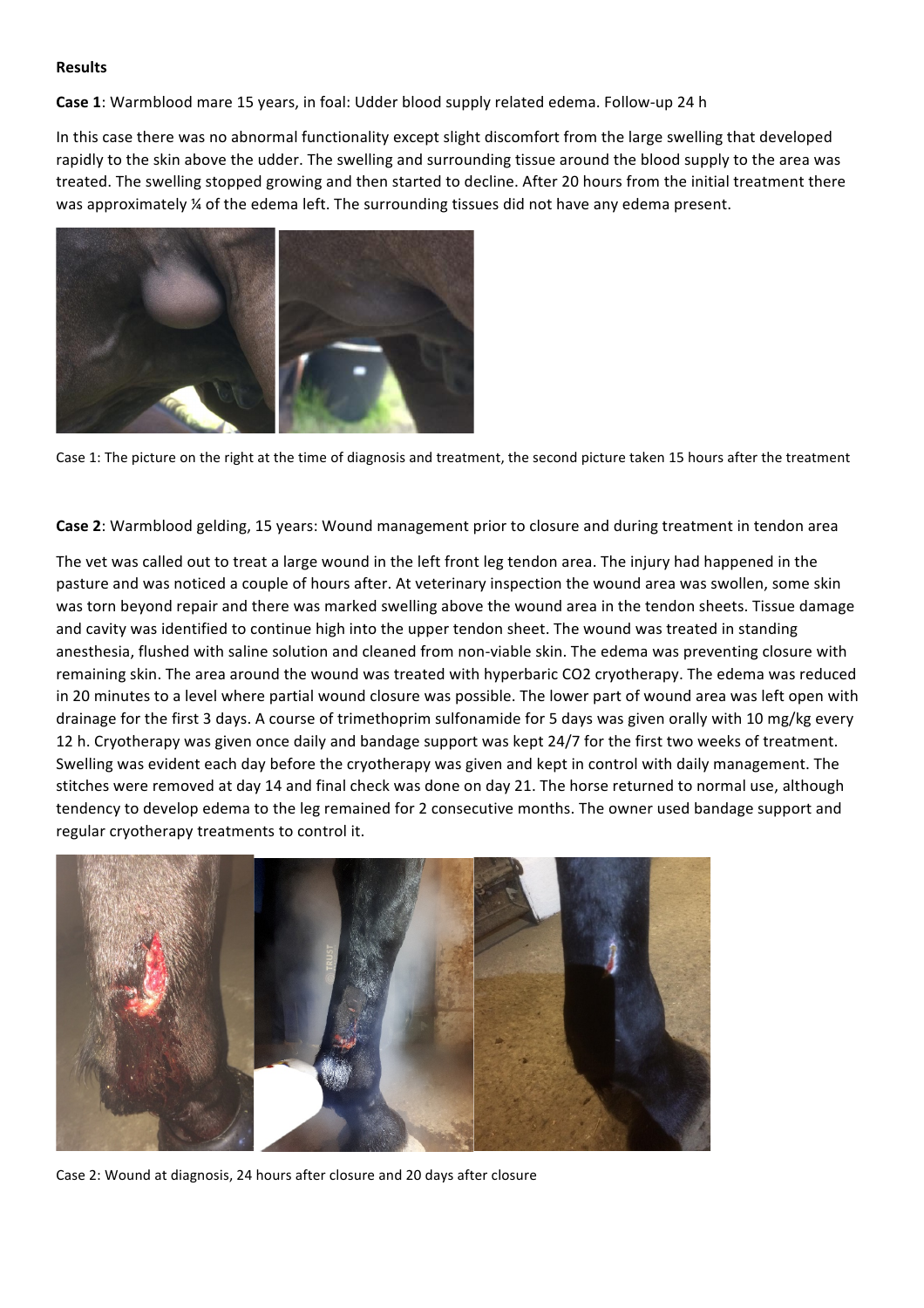**Results**

**Case 1**: Warmblood mare 15 years, in foal: Udder blood supply related edema. Follow-up 24 h

In this case there was no abnormal functionality except slight discomfort from the large swelling that developed rapidly to the skin above the udder. The swelling and surrounding tissue around the blood supply to the area was treated. The swelling stopped growing and then started to decline. After 20 hours from the initial treatment there was approximately ¼ of the edema left. The surrounding tissues did not have any edema present.

Case 1: The picture on the right at the time of diagnosis and treatment, the second picture taken 15 hours after the treatment

**Case 2**: Warmblood gelding, 15 years: Wound management prior to closure and during treatment in tendon area

The vet was called out to treat a large wound in the left front leg tendon area. The injury had happened in the pasture and was noticed a couple of hours after. At veterinary inspection the wound area was swollen, some skin was torn beyond repair and there was marked swelling above the wound area in the tendon sheets. Tissue damage and cavity was identified to continue high into the upper tendon sheet. The wound was treated in standing anesthesia, flushed with saline solution and cleaned from non-viable skin. The edema was preventing closure with remaining skin. The area around the wound was treated with hyperbaric $CO_2$ cryotherapy. The edema was reduced in 20 minutes to a level where partial wound closure was possible. The lower part of wound area was left open with drainage for the first 3 days. A course of trimethoprim sulfonamide for 5 days was given orally with 10 mg/kg every 12 h. Cryotherapy was given once daily and bandage support was kept 24/7 for the first two weeks of treatment. Swelling was evident each day before the cryotherapy was given and kept in control with daily management. The stitches were removed at day 14 and final check was done on day 21. The horse returned to normal use, although tendency to develop edema to the leg remained for 2 consecutive months. The owner used bandage support and regular cryotherapy treatments to control it.

Case 2: Wound at diagnosis, 24 hours after closure and 20 days after closure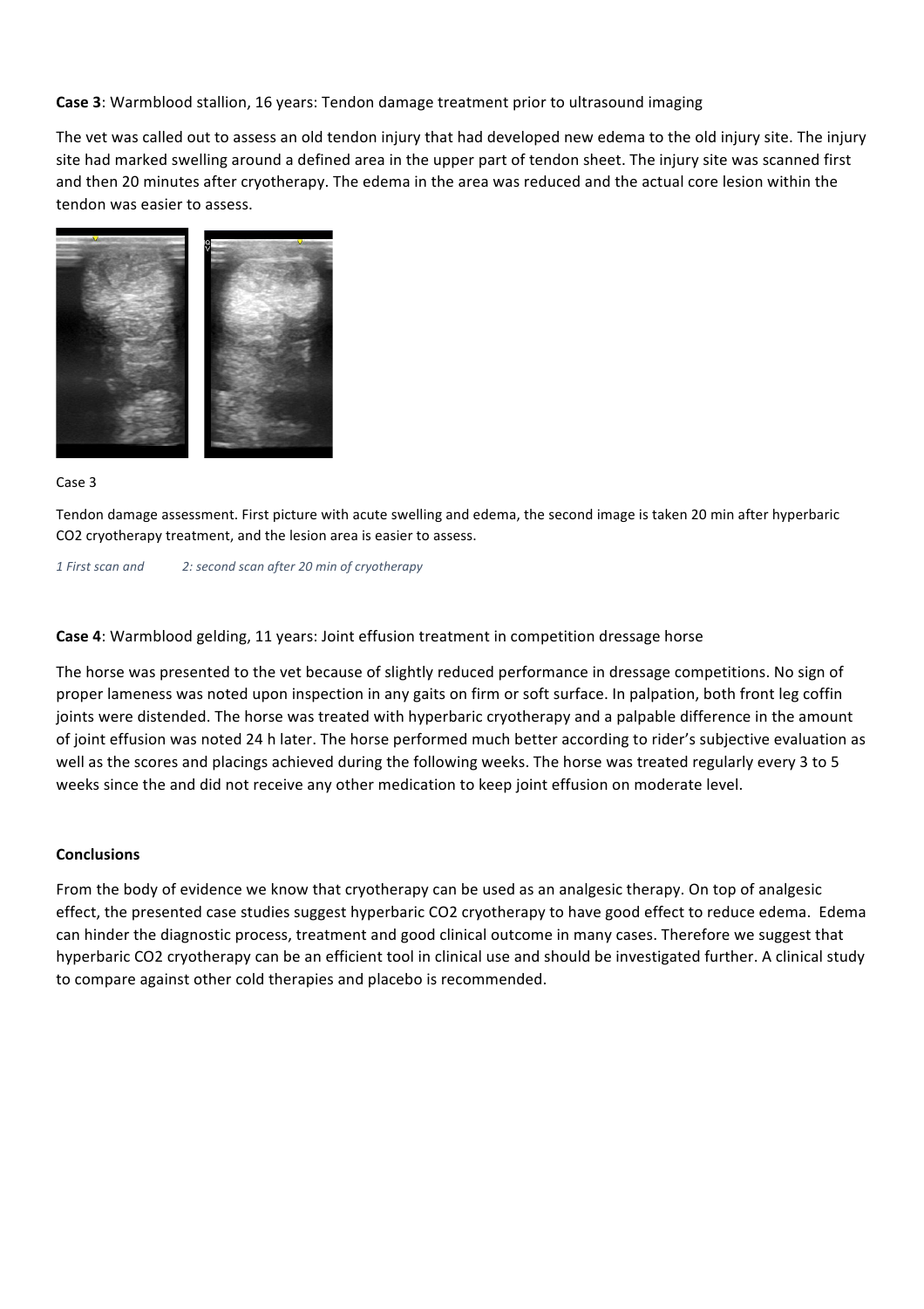**Case 3**: Warmblood stallion, 16 years: Tendon damage treatment prior to ultrasound imaging

The vet was called out to assess an old tendon injury that had developed new edema to the old injury site. The injury site had marked swelling around a defined area in the upper part of tendon sheet. The injury site was scanned first and then 20 minutes after cryotherapy. The edema in the area was reduced and the actual core lesion within the tendon was easier to assess.

Case 3

Tendon damage assessment. First picture with acute swelling and edema, the second image is taken 20 min after hyperbaric $CO_2$ cryotherapy treatment, and the lesion area is easier to assess.

*1 First scan and 2: second scan after 20 min of cryotherapy*

**Case 4**: Warmblood gelding, 11 years: Joint effusion treatment in competition dressage horse

The horse was presented to the vet because of slightly reduced performance in dressage competitions. No sign of proper lameness was noted upon inspection in any gaits on firm or soft surface. In palpation, both front leg coffin joints were distended. The horse was treated with hyperbaric cryotherapy and a palpable difference in the amount of joint effusion was noted 24 h later. The horse performed much better according to rider's subjective evaluation as well as the scores and placings achieved during the following weeks. The horse was treated regularly every 3 to 5 weeks since the and did not receive any other medication to keep joint effusion on moderate level.

**Conclusions**

From the body of evidence we know that cryotherapy can be used as an analgesic therapy. On top of analgesic effect, the presented case studies suggest hyperbaric $CO_2$ cryotherapy to have good effect to reduce edema. Edema can hinder the diagnostic process, treatment and good clinical outcome in many cases. Therefore we suggest that hyperbaric $CO_2$ cryotherapy can be an efficient tool in clinical use and should be investigated further. A clinical study to compare against other cold therapies and placebo is recommended.